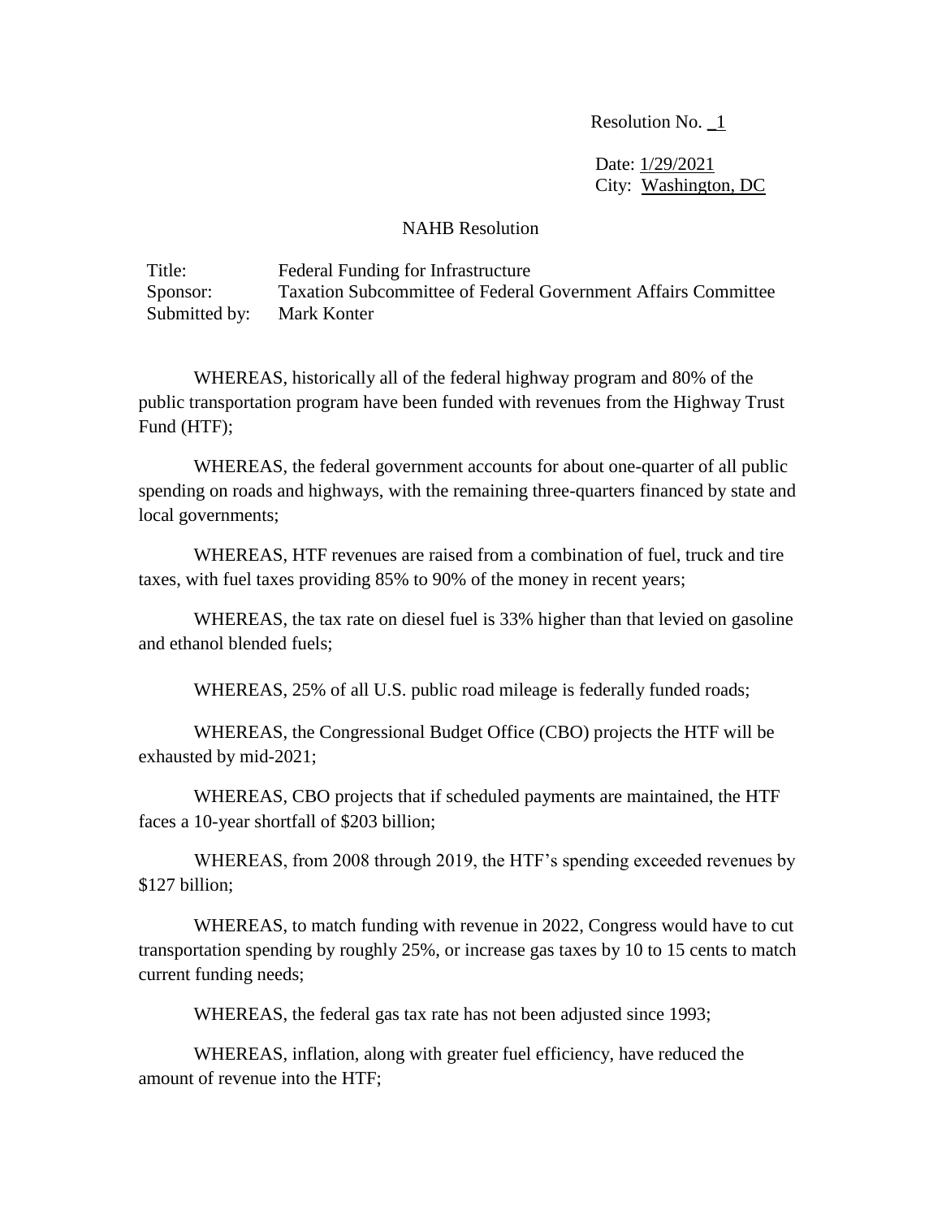Resolution No. _1

Date: 1/29/2021
City: Washington, DC

NAHB Resolution

Title: Federal Funding for Infrastructure
Sponsor: Taxation Subcommittee of Federal Government Affairs Committee
Submitted by: Mark Konter

WHEREAS, historically all of the federal highway program and 80% of the public transportation program have been funded with revenues from the Highway Trust Fund (HTF);

WHEREAS, the federal government accounts for about one-quarter of all public spending on roads and highways, with the remaining three-quarters financed by state and local governments;

WHEREAS, HTF revenues are raised from a combination of fuel, truck and tire taxes, with fuel taxes providing 85% to 90% of the money in recent years;

WHEREAS, the tax rate on diesel fuel is 33% higher than that levied on gasoline and ethanol blended fuels;

WHEREAS, 25% of all U.S. public road mileage is federally funded roads;

WHEREAS, the Congressional Budget Office (CBO) projects the HTF will be exhausted by mid-2021;

WHEREAS, CBO projects that if scheduled payments are maintained, the HTF faces a 10-year shortfall of $203 billion;

WHEREAS, from 2008 through 2019, the HTF's spending exceeded revenues by $127 billion;

WHEREAS, to match funding with revenue in 2022, Congress would have to cut transportation spending by roughly 25%, or increase gas taxes by 10 to 15 cents to match current funding needs;

WHEREAS, the federal gas tax rate has not been adjusted since 1993;

WHEREAS, inflation, along with greater fuel efficiency, have reduced the amount of revenue into the HTF;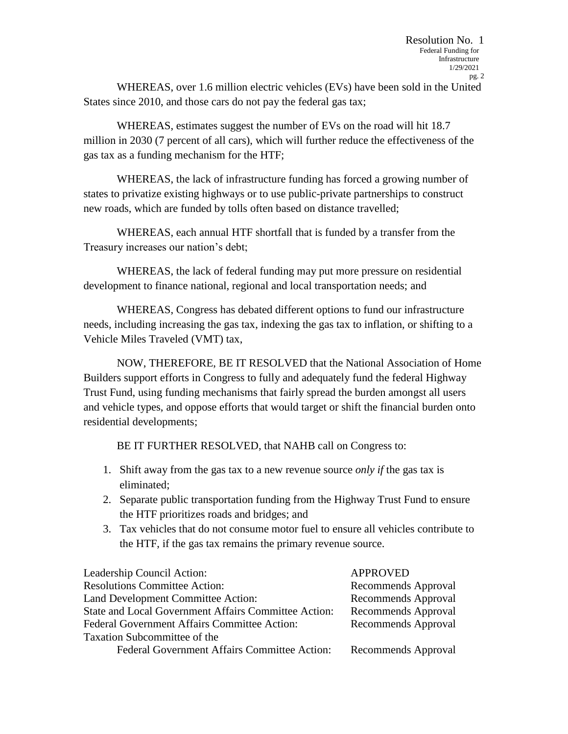WHEREAS, over 1.6 million electric vehicles (EVs) have been sold in the United States since 2010, and those cars do not pay the federal gas tax;

WHEREAS, estimates suggest the number of EVs on the road will hit 18.7 million in 2030 (7 percent of all cars), which will further reduce the effectiveness of the gas tax as a funding mechanism for the HTF;

WHEREAS, the lack of infrastructure funding has forced a growing number of states to privatize existing highways or to use public-private partnerships to construct new roads, which are funded by tolls often based on distance travelled;

WHEREAS, each annual HTF shortfall that is funded by a transfer from the Treasury increases our nation's debt;

WHEREAS, the lack of federal funding may put more pressure on residential development to finance national, regional and local transportation needs; and

WHEREAS, Congress has debated different options to fund our infrastructure needs, including increasing the gas tax, indexing the gas tax to inflation, or shifting to a Vehicle Miles Traveled (VMT) tax,

NOW, THEREFORE, BE IT RESOLVED that the National Association of Home Builders support efforts in Congress to fully and adequately fund the federal Highway Trust Fund, using funding mechanisms that fairly spread the burden amongst all users and vehicle types, and oppose efforts that would target or shift the financial burden onto residential developments;

BE IT FURTHER RESOLVED, that NAHB call on Congress to:

1. Shift away from the gas tax to a new revenue source *only if* the gas tax is eliminated;
2. Separate public transportation funding from the Highway Trust Fund to ensure the HTF prioritizes roads and bridges; and
3. Tax vehicles that do not consume motor fuel to ensure all vehicles contribute to the HTF, if the gas tax remains the primary revenue source.

| | |
|---|---|
| Leadership Council Action: | APPROVED |
| Resolutions Committee Action: | Recommends Approval |
| Land Development Committee Action: | Recommends Approval |
| State and Local Government Affairs Committee Action: | Recommends Approval |
| Federal Government Affairs Committee Action: | Recommends Approval |
| Taxation Subcommittee of the Federal Government Affairs Committee Action: | Recommends Approval |